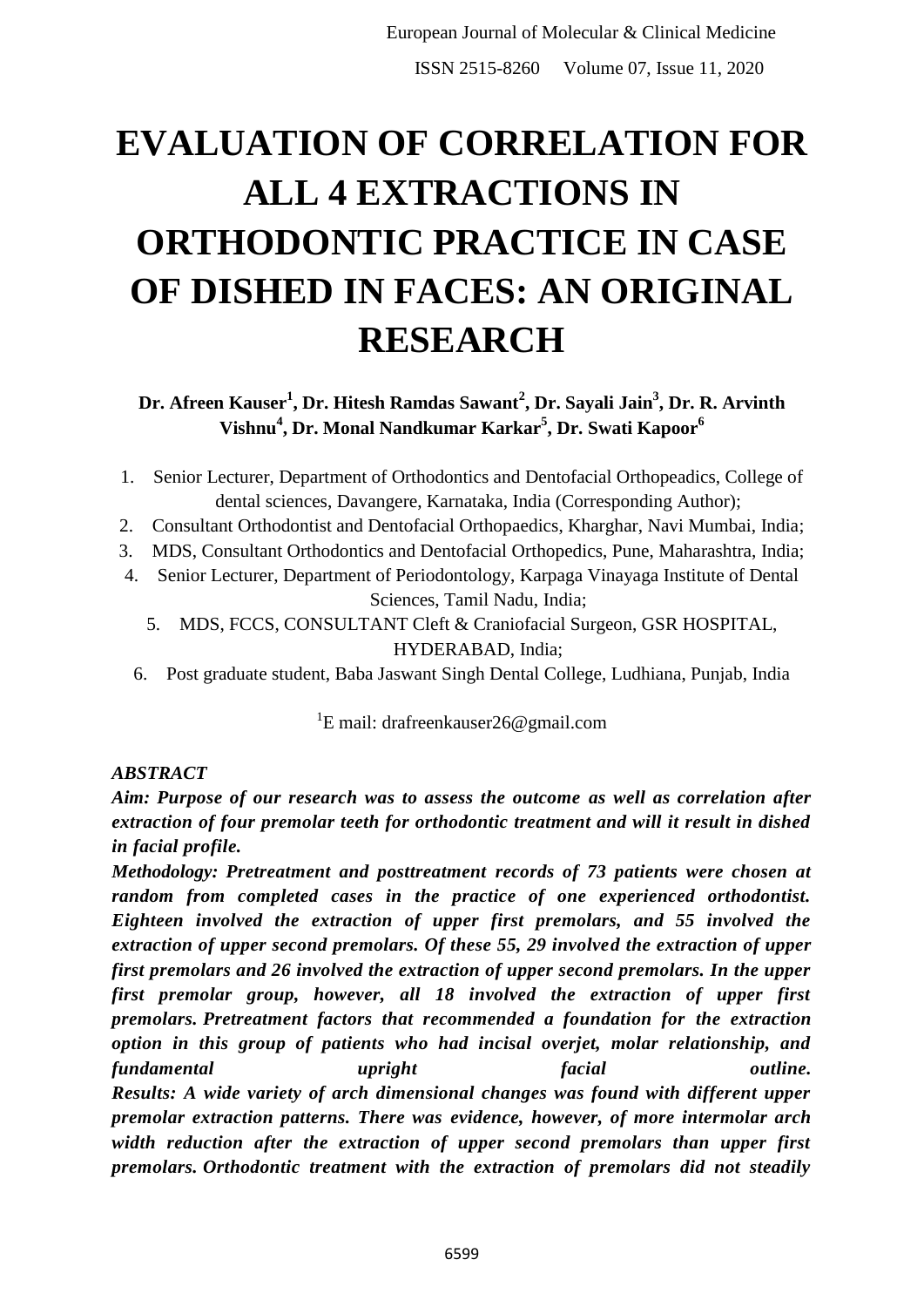# EVALUATION OF CORRELATION FOR ALL 4 EXTRACTIONS IN ORTHODONTIC PRACTICE IN CASE OF DISHED IN FACES: AN ORIGINAL RESEARCH

**Dr. Afreen Kauser[1], Dr. Hitesh Ramdas Sawant[2], Dr. Sayali Jain[3], Dr. R. Arvinth Vishnu[4], Dr. Monal Nandkumar Karkar[5], Dr. Swati Kapoor[6]**

1. Senior Lecturer, Department of Orthodontics and Dentofacial Orthopeadics, College of dental sciences, Davangere, Karnataka, India (Corresponding Author);
2. Consultant Orthodontist and Dentofacial Orthopaedics, Kharghar, Navi Mumbai, India;
3. MDS, Consultant Orthodontics and Dentofacial Orthopedics, Pune, Maharashtra, India;
4. Senior Lecturer, Department of Periodontology, Karpaga Vinayaga Institute of Dental Sciences, Tamil Nadu, India;
5. MDS, FCCS, CONSULTANT Cleft & Craniofacial Surgeon, GSR HOSPITAL, HYDERABAD, India;
6. Post graduate student, Baba Jaswant Singh Dental College, Ludhiana, Punjab, India

[1]E mail: drafreenkauser26@gmail.com

***ABSTRACT***

***Aim: Purpose of our research was to assess the outcome as well as correlation after extraction of four premolar teeth for orthodontic treatment and will it result in dished in facial profile.***

***Methodology: Pretreatment and posttreatment records of 73 patients were chosen at random from completed cases in the practice of one experienced orthodontist. Eighteen involved the extraction of upper first premolars, and 55 involved the extraction of upper second premolars. Of these 55, 29 involved the extraction of upper first premolars and 26 involved the extraction of upper second premolars. In the upper first premolar group, however, all 18 involved the extraction of upper first premolars. Pretreatment factors that recommended a foundation for the extraction option in this group of patients who had incisal overjet, molar relationship, and fundamental upright facial outline.***

***Results: A wide variety of arch dimensional changes was found with different upper premolar extraction patterns. There was evidence, however, of more intermolar arch width reduction after the extraction of upper second premolars than upper first premolars. Orthodontic treatment with the extraction of premolars did not steadily***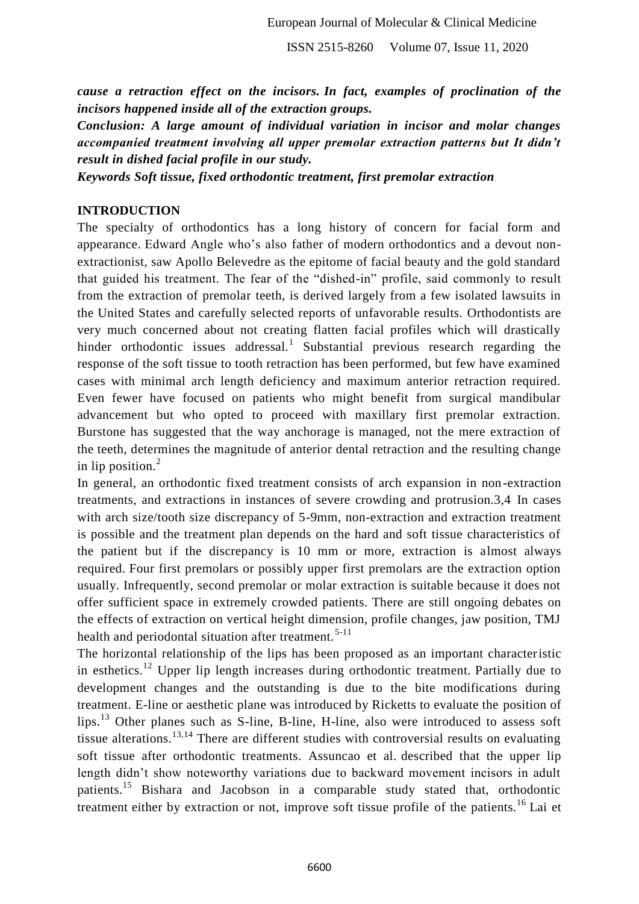***cause a retraction effect on the incisors. In fact, examples of proclination of the incisors happened inside all of the extraction groups.***

***Conclusion: A large amount of individual variation in incisor and molar changes accompanied treatment involving all upper premolar extraction patterns but It didn't result in dished facial profile in our study.***

***Keywords Soft tissue, fixed orthodontic treatment, first premolar extraction***

## INTRODUCTION

The specialty of orthodontics has a long history of concern for facial form and appearance. Edward Angle who's also father of modern orthodontics and a devout non-extractionist, saw Apollo Belevedre as the epitome of facial beauty and the gold standard that guided his treatment. The fear of the "dished-in" profile, said commonly to result from the extraction of premolar teeth, is derived largely from a few isolated lawsuits in the United States and carefully selected reports of unfavorable results. Orthodontists are very much concerned about not creating flatten facial profiles which will drastically hinder orthodontic issues addressal.[1] Substantial previous research regarding the response of the soft tissue to tooth retraction has been performed, but few have examined cases with minimal arch length deficiency and maximum anterior retraction required. Even fewer have focused on patients who might benefit from surgical mandibular advancement but who opted to proceed with maxillary first premolar extraction. Burstone has suggested that the way anchorage is managed, not the mere extraction of the teeth, determines the magnitude of anterior dental retraction and the resulting change in lip position.[2]

In general, an orthodontic fixed treatment consists of arch expansion in non-extraction treatments, and extractions in instances of severe crowding and protrusion.3,4 In cases with arch size/tooth size discrepancy of 5-9mm, non-extraction and extraction treatment is possible and the treatment plan depends on the hard and soft tissue characteristics of the patient but if the discrepancy is 10 mm or more, extraction is almost always required. Four first premolars or possibly upper first premolars are the extraction option usually. Infrequently, second premolar or molar extraction is suitable because it does not offer sufficient space in extremely crowded patients. There are still ongoing debates on the effects of extraction on vertical height dimension, profile changes, jaw position, TMJ health and periodontal situation after treatment.[5-11]

The horizontal relationship of the lips has been proposed as an important characteristic in esthetics.[12] Upper lip length increases during orthodontic treatment. Partially due to development changes and the outstanding is due to the bite modifications during treatment. E-line or aesthetic plane was introduced by Ricketts to evaluate the position of lips.[13] Other planes such as S-line, B-line, H-line, also were introduced to assess soft tissue alterations.[13,14] There are different studies with controversial results on evaluating soft tissue after orthodontic treatments. Assuncao et al. described that the upper lip length didn't show noteworthy variations due to backward movement incisors in adult patients.[15] Bishara and Jacobson in a comparable study stated that, orthodontic treatment either by extraction or not, improve soft tissue profile of the patients.[16] Lai et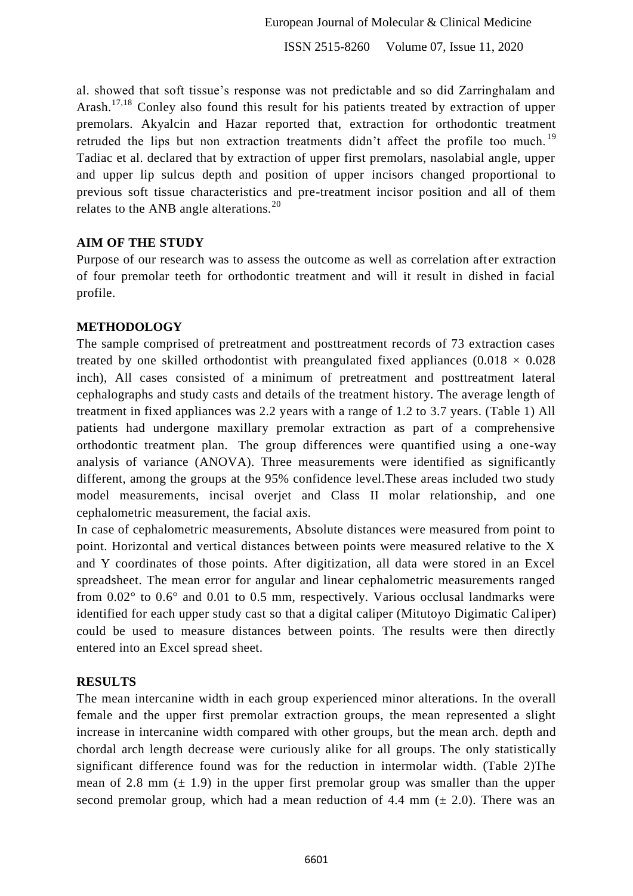al. showed that soft tissue's response was not predictable and so did Zarringhalam and Arash.[17,18] Conley also found this result for his patients treated by extraction of upper premolars. Akyalcin and Hazar reported that, extraction for orthodontic treatment retruded the lips but non extraction treatments didn't affect the profile too much.[19] Tadiac et al. declared that by extraction of upper first premolars, nasolabial angle, upper and upper lip sulcus depth and position of upper incisors changed proportional to previous soft tissue characteristics and pre-treatment incisor position and all of them relates to the ANB angle alterations.[20]

## AIM OF THE STUDY

Purpose of our research was to assess the outcome as well as correlation after extraction of four premolar teeth for orthodontic treatment and will it result in dished in facial profile.

## METHODOLOGY

The sample comprised of pretreatment and posttreatment records of 73 extraction cases treated by one skilled orthodontist with preangulated fixed appliances ($0.018 \times 0.028$ inch), All cases consisted of a minimum of pretreatment and posttreatment lateral cephalographs and study casts and details of the treatment history. The average length of treatment in fixed appliances was 2.2 years with a range of 1.2 to 3.7 years. (Table 1) All patients had undergone maxillary premolar extraction as part of a comprehensive orthodontic treatment plan. The group differences were quantified using a one-way analysis of variance (ANOVA). Three measurements were identified as significantly different, among the groups at the 95% confidence level.These areas included two study model measurements, incisal overjet and Class II molar relationship, and one cephalometric measurement, the facial axis.

In case of cephalometric measurements, Absolute distances were measured from point to point. Horizontal and vertical distances between points were measured relative to the X and Y coordinates of those points. After digitization, all data were stored in an Excel spreadsheet. The mean error for angular and linear cephalometric measurements ranged from 0.02° to 0.6° and 0.01 to 0.5 mm, respectively. Various occlusal landmarks were identified for each upper study cast so that a digital caliper (Mitutoyo Digimatic Caliper) could be used to measure distances between points. The results were then directly entered into an Excel spread sheet.

## RESULTS

The mean intercanine width in each group experienced minor alterations. In the overall female and the upper first premolar extraction groups, the mean represented a slight increase in intercanine width compared with other groups, but the mean arch. depth and chordal arch length decrease were curiously alike for all groups. The only statistically significant difference found was for the reduction in intermolar width. (Table 2)The mean of 2.8 mm (± 1.9) in the upper first premolar group was smaller than the upper second premolar group, which had a mean reduction of 4.4 mm (± 2.0). There was an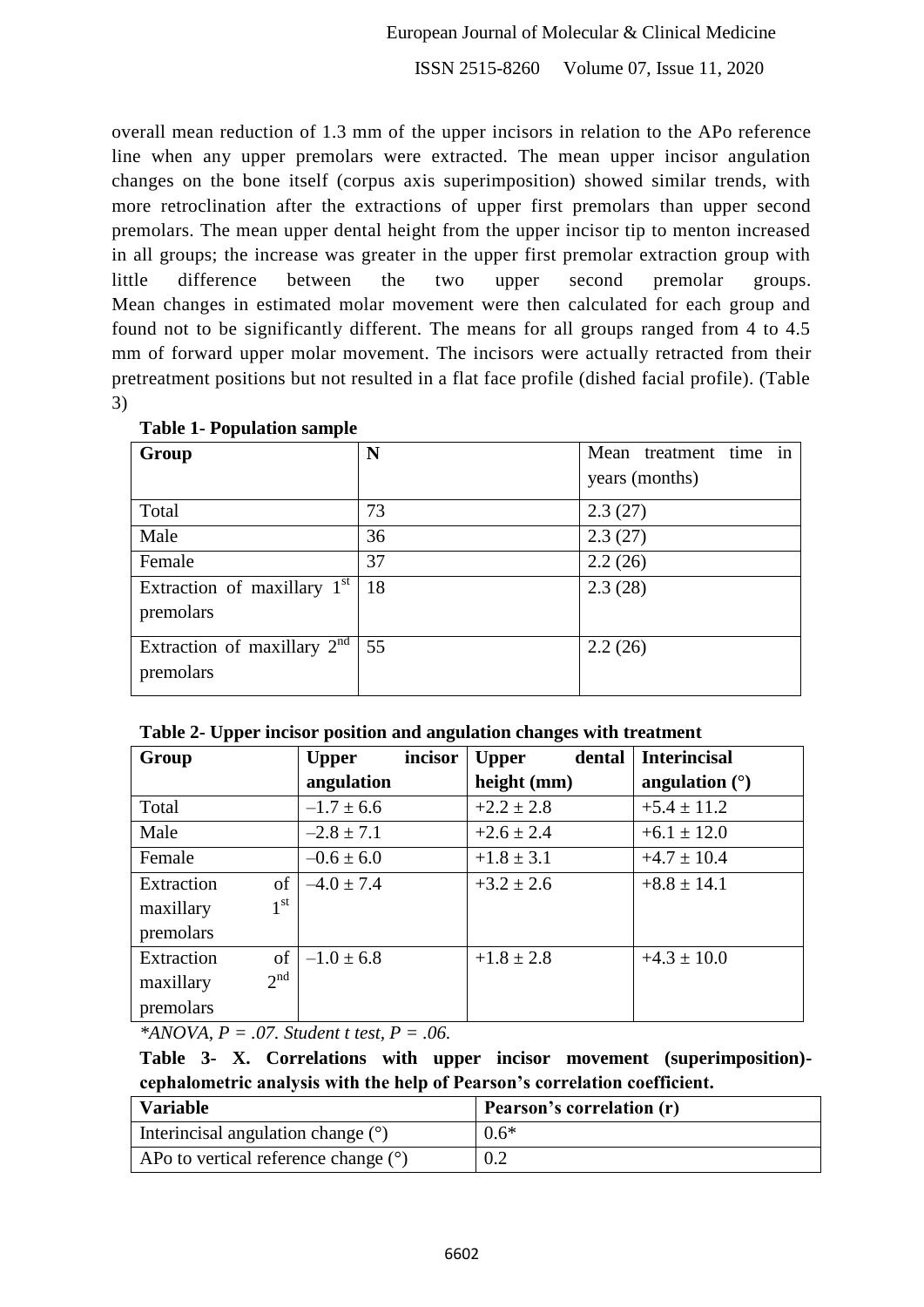overall mean reduction of 1.3 mm of the upper incisors in relation to the APo reference line when any upper premolars were extracted. The mean upper incisor angulation changes on the bone itself (corpus axis superimposition) showed similar trends, with more retroclination after the extractions of upper first premolars than upper second premolars. The mean upper dental height from the upper incisor tip to menton increased in all groups; the increase was greater in the upper first premolar extraction group with little difference between the two upper second premolar groups. Mean changes in estimated molar movement were then calculated for each group and found not to be significantly different. The means for all groups ranged from 4 to 4.5 mm of forward upper molar movement. The incisors were actually retracted from their pretreatment positions but not resulted in a flat face profile (dished facial profile). (Table 3)

**Table 1- Population sample**

| Group | N | Mean treatment time in years (months) |
|---|---|---|
| Total | 73 | 2.3 (27) |
| Male | 36 | 2.3 (27) |
| Female | 37 | 2.2 (26) |
| Extraction of maxillary 1st premolars | 18 | 2.3 (28) |
| Extraction of maxillary 2nd premolars | 55 | 2.2 (26) |

**Table 2- Upper incisor position and angulation changes with treatment**

| Group | Upper incisor angulation | Upper dental height (mm) | Interincisal angulation (°) |
|---|---|---|---|
| Total | –1.7 ± 6.6 | +2.2 ± 2.8 | +5.4 ± 11.2 |
| Male | –2.8 ± 7.1 | +2.6 ± 2.4 | +6.1 ± 12.0 |
| Female | –0.6 ± 6.0 | +1.8 ± 3.1 | +4.7 ± 10.4 |
| Extraction of maxillary 1st premolars | –4.0 ± 7.4 | +3.2 ± 2.6 | +8.8 ± 14.1 |
| Extraction of maxillary 2nd premolars | –1.0 ± 6.8 | +1.8 ± 2.8 | +4.3 ± 10.0 |

*\*ANOVA, $P = .07$. Student t test, $P = .06$.*

**Table 3- X. Correlations with upper incisor movement (superimposition)- cephalometric analysis with the help of Pearson's correlation coefficient.**

| Variable | Pearson's correlation (r) |
|---|---|
| Interincisal angulation change (°) | 0.6* |
| APo to vertical reference change (°) | 0.2 |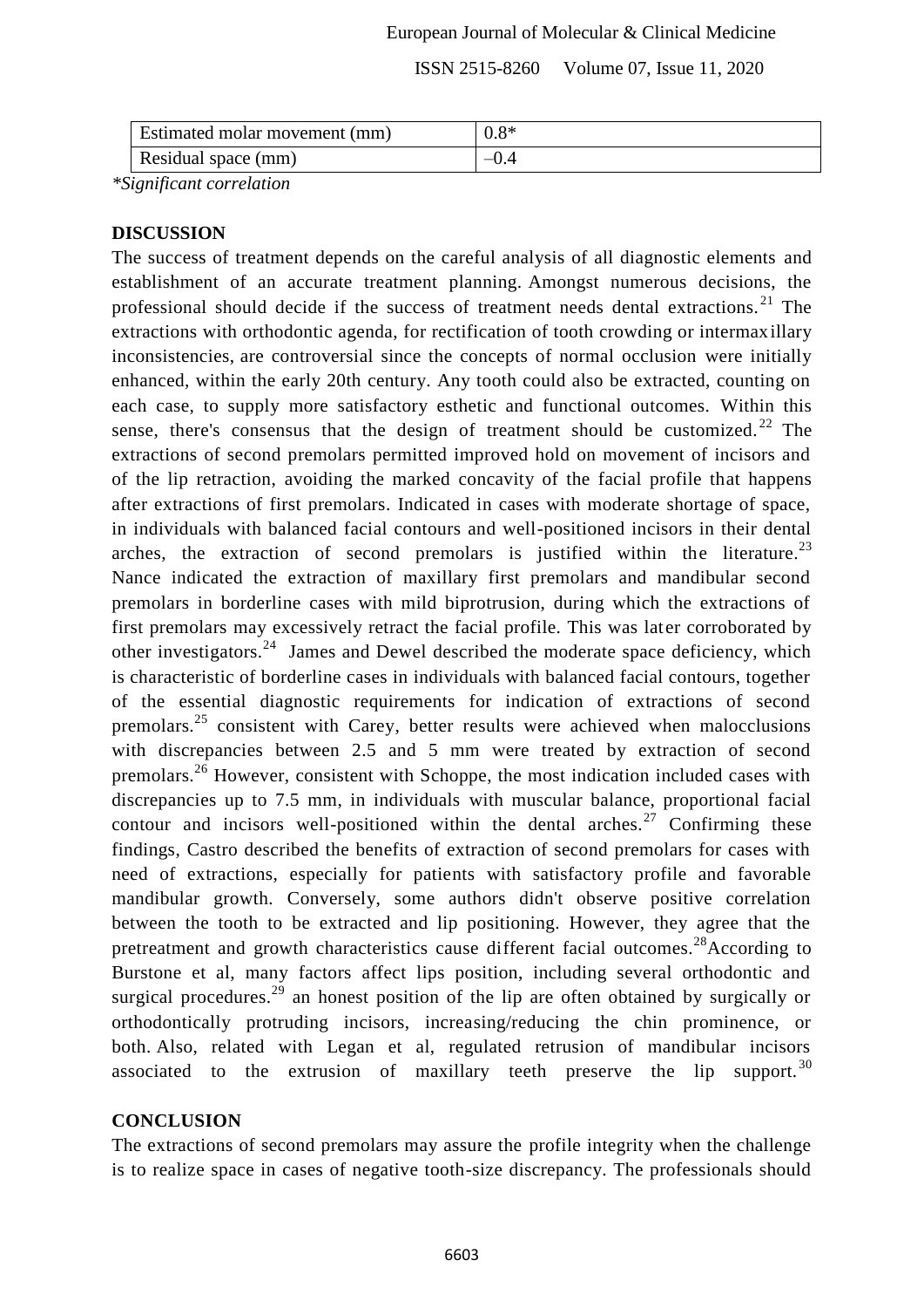| | |
|---|---|
| Estimated molar movement (mm) | 0.8* |
| Residual space (mm) | –0.4 |

*Significant correlation*

## DISCUSSION

The success of treatment depends on the careful analysis of all diagnostic elements and establishment of an accurate treatment planning. Amongst numerous decisions, the professional should decide if the success of treatment needs dental extractions.[21] The extractions with orthodontic agenda, for rectification of tooth crowding or intermaxillary inconsistencies, are controversial since the concepts of normal occlusion were initially enhanced, within the early 20th century. Any tooth could also be extracted, counting on each case, to supply more satisfactory esthetic and functional outcomes. Within this sense, there's consensus that the design of treatment should be customized.[22] The extractions of second premolars permitted improved hold on movement of incisors and of the lip retraction, avoiding the marked concavity of the facial profile that happens after extractions of first premolars. Indicated in cases with moderate shortage of space, in individuals with balanced facial contours and well-positioned incisors in their dental arches, the extraction of second premolars is justified within the literature.[23] Nance indicated the extraction of maxillary first premolars and mandibular second premolars in borderline cases with mild biprotrusion, during which the extractions of first premolars may excessively retract the facial profile. This was later corroborated by other investigators.[24] James and Dewel described the moderate space deficiency, which is characteristic of borderline cases in individuals with balanced facial contours, together of the essential diagnostic requirements for indication of extractions of second premolars.[25] consistent with Carey, better results were achieved when malocclusions with discrepancies between 2.5 and 5 mm were treated by extraction of second premolars.[26] However, consistent with Schoppe, the most indication included cases with discrepancies up to 7.5 mm, in individuals with muscular balance, proportional facial contour and incisors well-positioned within the dental arches.[27] Confirming these findings, Castro described the benefits of extraction of second premolars for cases with need of extractions, especially for patients with satisfactory profile and favorable mandibular growth. Conversely, some authors didn't observe positive correlation between the tooth to be extracted and lip positioning. However, they agree that the pretreatment and growth characteristics cause different facial outcomes.[28] According to Burstone et al, many factors affect lips position, including several orthodontic and surgical procedures.[29] an honest position of the lip are often obtained by surgically or orthodontically protruding incisors, increasing/reducing the chin prominence, or both. Also, related with Legan et al, regulated retrusion of mandibular incisors associated to the extrusion of maxillary teeth preserve the lip support.[30]

## CONCLUSION

The extractions of second premolars may assure the profile integrity when the challenge is to realize space in cases of negative tooth-size discrepancy. The professionals should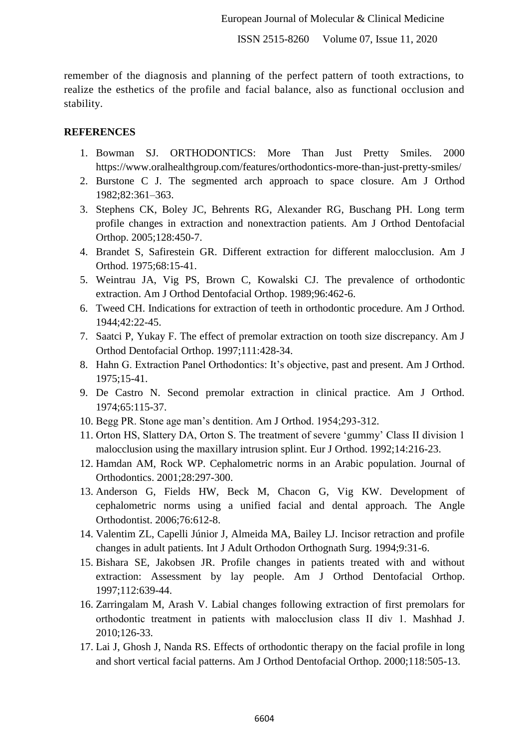remember of the diagnosis and planning of the perfect pattern of tooth extractions, to realize the esthetics of the profile and facial balance, also as functional occlusion and stability.

## REFERENCES

1. Bowman SJ. ORTHODONTICS: More Than Just Pretty Smiles. 2000 https://www.oralhealthgroup.com/features/orthodontics-more-than-just-pretty-smiles/
2. Burstone C J. The segmented arch approach to space closure. Am J Orthod 1982;82:361–363.
3. Stephens CK, Boley JC, Behrents RG, Alexander RG, Buschang PH. Long term profile changes in extraction and nonextraction patients. Am J Orthod Dentofacial Orthop. 2005;128:450-7.
4. Brandet S, Safirestein GR. Different extraction for different malocclusion. Am J Orthod. 1975;68:15-41.
5. Weintrau JA, Vig PS, Brown C, Kowalski CJ. The prevalence of orthodontic extraction. Am J Orthod Dentofacial Orthop. 1989;96:462-6.
6. Tweed CH. Indications for extraction of teeth in orthodontic procedure. Am J Orthod. 1944;42:22-45.
7. Saatci P, Yukay F. The effect of premolar extraction on tooth size discrepancy. Am J Orthod Dentofacial Orthop. 1997;111:428-34.
8. Hahn G. Extraction Panel Orthodontics: It’s objective, past and present. Am J Orthod. 1975;15-41.
9. De Castro N. Second premolar extraction in clinical practice. Am J Orthod. 1974;65:115-37.
10. Begg PR. Stone age man’s dentition. Am J Orthod. 1954;293-312.
11. Orton HS, Slattery DA, Orton S. The treatment of severe ‘gummy’ Class II division 1 malocclusion using the maxillary intrusion splint. Eur J Orthod. 1992;14:216-23.
12. Hamdan AM, Rock WP. Cephalometric norms in an Arabic population. Journal of Orthodontics. 2001;28:297-300.
13. Anderson G, Fields HW, Beck M, Chacon G, Vig KW. Development of cephalometric norms using a unified facial and dental approach. The Angle Orthodontist. 2006;76:612-8.
14. Valentim ZL, Capelli Júnior J, Almeida MA, Bailey LJ. Incisor retraction and profile changes in adult patients. Int J Adult Orthodon Orthognath Surg. 1994;9:31-6.
15. Bishara SE, Jakobsen JR. Profile changes in patients treated with and without extraction: Assessment by lay people. Am J Orthod Dentofacial Orthop. 1997;112:639-44.
16. Zarringalam M, Arash V. Labial changes following extraction of first premolars for orthodontic treatment in patients with malocclusion class II div 1. Mashhad J. 2010;126-33.
17. Lai J, Ghosh J, Nanda RS. Effects of orthodontic therapy on the facial profile in long and short vertical facial patterns. Am J Orthod Dentofacial Orthop. 2000;118:505-13.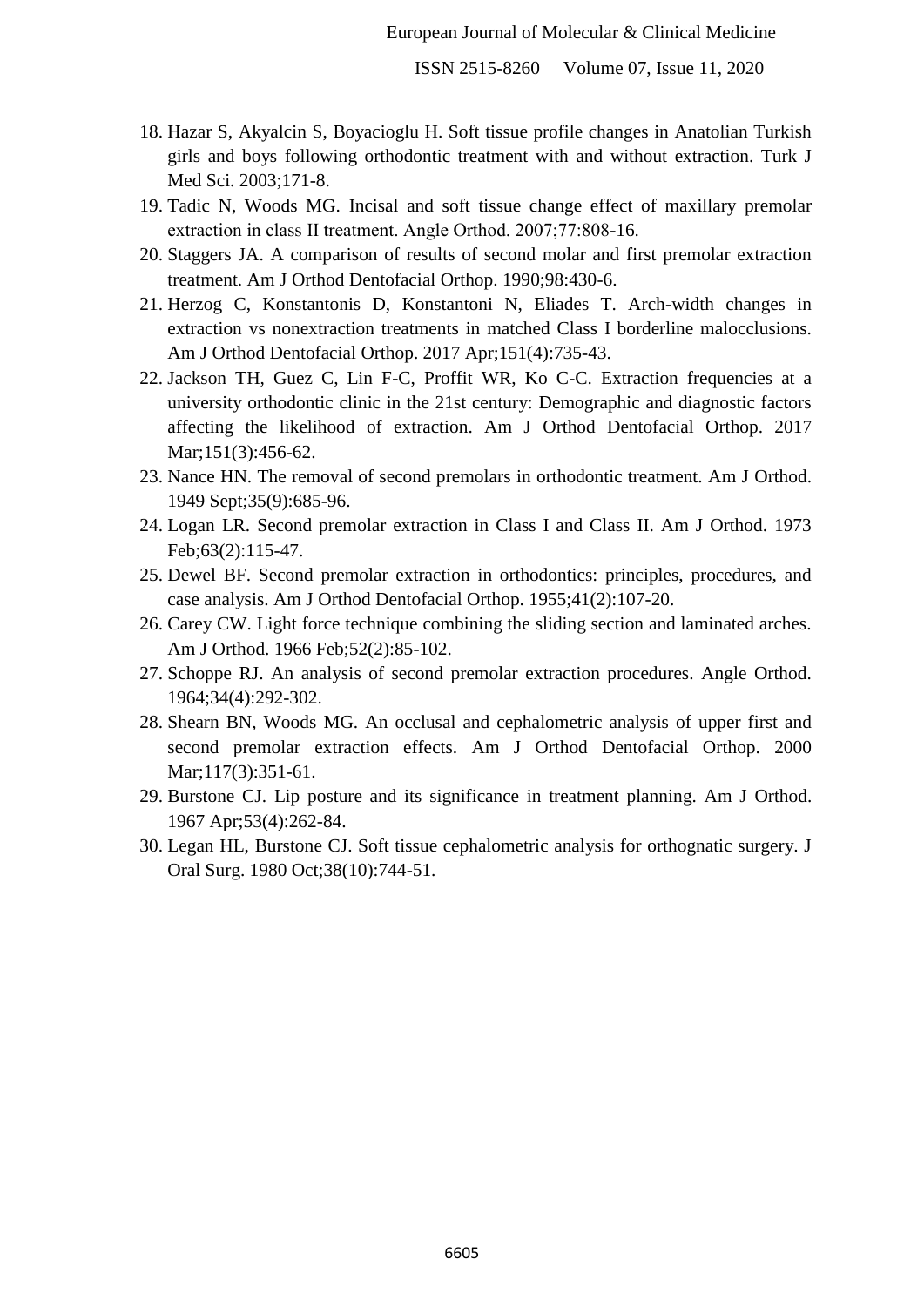18. Hazar S, Akyalcin S, Boyacioglu H. Soft tissue profile changes in Anatolian Turkish girls and boys following orthodontic treatment with and without extraction. Turk J Med Sci. 2003;171-8.
19. Tadic N, Woods MG. Incisal and soft tissue change effect of maxillary premolar extraction in class II treatment. Angle Orthod. 2007;77:808-16.
20. Staggers JA. A comparison of results of second molar and first premolar extraction treatment. Am J Orthod Dentofacial Orthop. 1990;98:430-6.
21. Herzog C, Konstantonis D, Konstantoni N, Eliades T. Arch-width changes in extraction vs nonextraction treatments in matched Class I borderline malocclusions. Am J Orthod Dentofacial Orthop. 2017 Apr;151(4):735-43.
22. Jackson TH, Guez C, Lin F-C, Proffit WR, Ko C-C. Extraction frequencies at a university orthodontic clinic in the 21st century: Demographic and diagnostic factors affecting the likelihood of extraction. Am J Orthod Dentofacial Orthop. 2017 Mar;151(3):456-62.
23. Nance HN. The removal of second premolars in orthodontic treatment. Am J Orthod. 1949 Sept;35(9):685-96.
24. Logan LR. Second premolar extraction in Class I and Class II. Am J Orthod. 1973 Feb;63(2):115-47.
25. Dewel BF. Second premolar extraction in orthodontics: principles, procedures, and case analysis. Am J Orthod Dentofacial Orthop. 1955;41(2):107-20.
26. Carey CW. Light force technique combining the sliding section and laminated arches. Am J Orthod. 1966 Feb;52(2):85-102.
27. Schoppe RJ. An analysis of second premolar extraction procedures. Angle Orthod. 1964;34(4):292-302.
28. Shearn BN, Woods MG. An occlusal and cephalometric analysis of upper first and second premolar extraction effects. Am J Orthod Dentofacial Orthop. 2000 Mar;117(3):351-61.
29. Burstone CJ. Lip posture and its significance in treatment planning. Am J Orthod. 1967 Apr;53(4):262-84.
30. Legan HL, Burstone CJ. Soft tissue cephalometric analysis for orthognatic surgery. J Oral Surg. 1980 Oct;38(10):744-51.